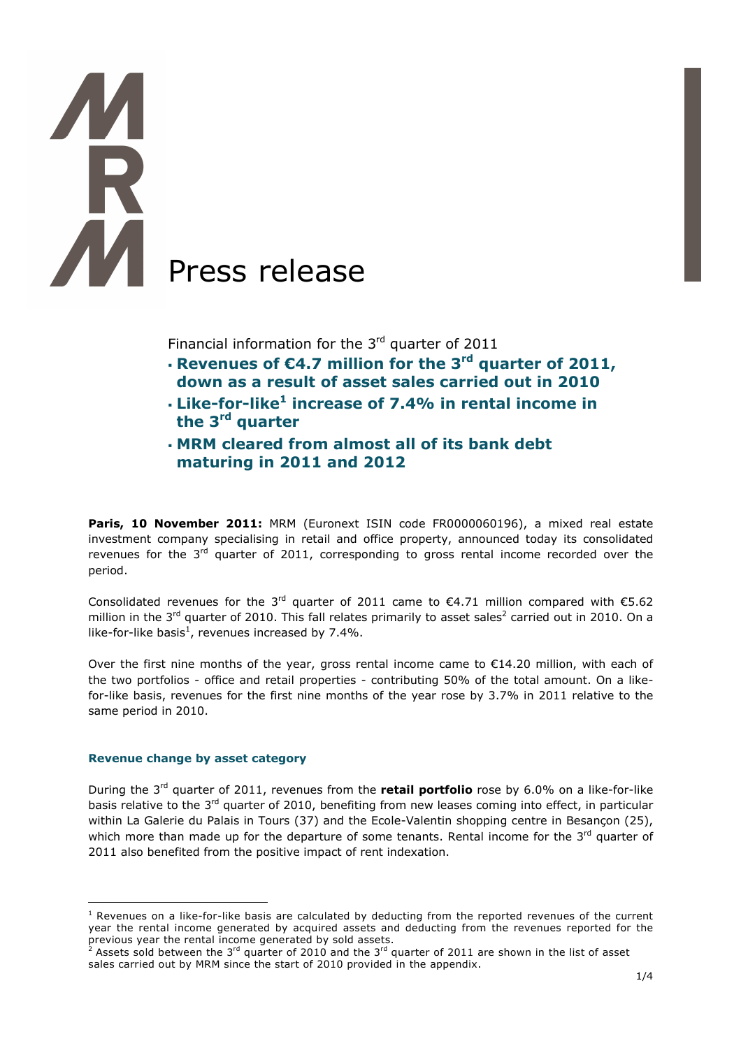# Press release

Financial information for the 3rd quarter of 2011

- **Revenues of €4.7 million for the 3rd quarter of 2011, down as a result of asset sales carried out in 2010**
- **Like-for-like[1] increase of 7.4% in rental income in the 3rd quarter**
- **MRM cleared from almost all of its bank debt maturing in 2011 and 2012**

**Paris, 10 November 2011:** MRM (Euronext ISIN code FR0000060196), a mixed real estate investment company specialising in retail and office property, announced today its consolidated revenues for the 3rd quarter of 2011, corresponding to gross rental income recorded over the period.

Consolidated revenues for the 3rd quarter of 2011 came to €4.71 million compared with €5.62 million in the 3rd quarter of 2010. This fall relates primarily to asset sales[2] carried out in 2010. On a like-for-like basis[1], revenues increased by 7.4%.

Over the first nine months of the year, gross rental income came to €14.20 million, with each of the two portfolios - office and retail properties - contributing 50% of the total amount. On a like-for-like basis, revenues for the first nine months of the year rose by 3.7% in 2011 relative to the same period in 2010.

### Revenue change by asset category

During the 3rd quarter of 2011, revenues from the **retail portfolio** rose by 6.0% on a like-for-like basis relative to the 3rd quarter of 2010, benefiting from new leases coming into effect, in particular within La Galerie du Palais in Tours (37) and the Ecole-Valentin shopping centre in Besançon (25), which more than made up for the departure of some tenants. Rental income for the 3rd quarter of 2011 also benefited from the positive impact of rent indexation.

---

[1] Revenues on a like-for-like basis are calculated by deducting from the reported revenues of the current year the rental income generated by acquired assets and deducting from the revenues reported for the previous year the rental income generated by sold assets.

[2] Assets sold between the 3rd quarter of 2010 and the 3rd quarter of 2011 are shown in the list of asset sales carried out by MRM since the start of 2010 provided in the appendix.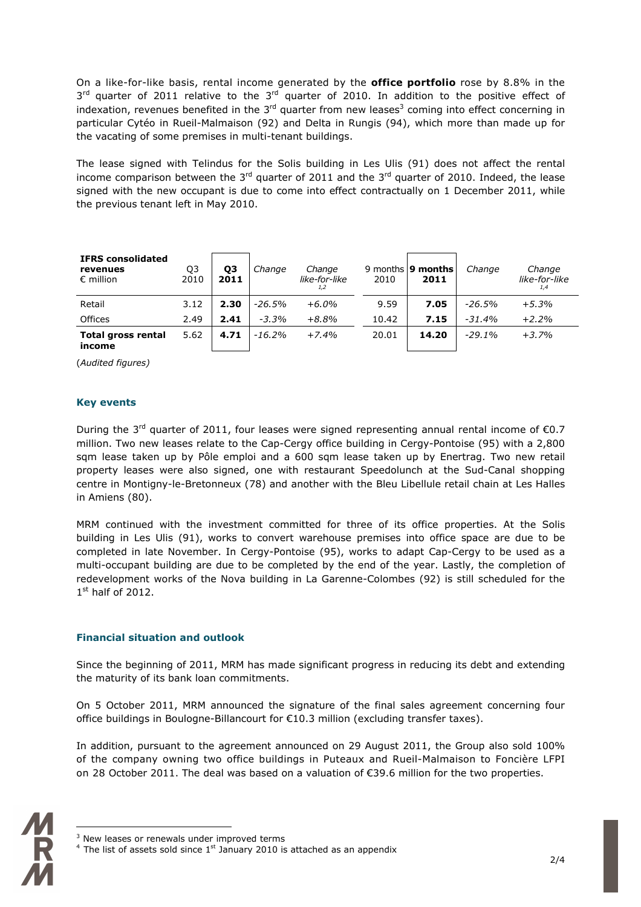On a like-for-like basis, rental income generated by the **office portfolio** rose by 8.8% in the 3rd quarter of 2011 relative to the 3rd quarter of 2010. In addition to the positive effect of indexation, revenues benefited in the 3rd quarter from new leases[3] coming into effect concerning in particular Cytéo in Rueil-Malmaison (92) and Delta in Rungis (94), which more than made up for the vacating of some premises in multi-tenant buildings.

The lease signed with Telindus for the Solis building in Les Ulis (91) does not affect the rental income comparison between the 3rd quarter of 2011 and the 3rd quarter of 2010. Indeed, the lease signed with the new occupant is due to come into effect contractually on 1 December 2011, while the previous tenant left in May 2010.

| **IFRS consolidated revenues** € million | Q3 2010 | **Q3 2011** | *Change* | *Change like-for-like* [1,2] | 9 months 2010 | **9 months 2011** | *Change* | *Change like-for-like* [1,4] |
|---|---|---|---|---|---|---|---|---|
| Retail | 3.12 | **2.30** | *-26.5%* | *+6.0%* | 9.59 | **7.05** | *-26.5%* | *+5.3%* |
| Offices | 2.49 | **2.41** | *-3.3%* | *+8.8%* | 10.42 | **7.15** | *-31.4%* | *+2.2%* |
| **Total gross rental income** | 5.62 | **4.71** | *-16.2%* | *+7.4%* | 20.01 | **14.20** | *-29.1%* | *+3.7%* |

(*Audited figures*)

### Key events

During the 3rd quarter of 2011, four leases were signed representing annual rental income of €0.7 million. Two new leases relate to the Cap-Cergy office building in Cergy-Pontoise (95) with a 2,800 sqm lease taken up by Pôle emploi and a 600 sqm lease taken up by Enertrag. Two new retail property leases were also signed, one with restaurant Speedolunch at the Sud-Canal shopping centre in Montigny-le-Bretonneux (78) and another with the Bleu Libellule retail chain at Les Halles in Amiens (80).

MRM continued with the investment committed for three of its office properties. At the Solis building in Les Ulis (91), works to convert warehouse premises into office space are due to be completed in late November. In Cergy-Pontoise (95), works to adapt Cap-Cergy to be used as a multi-occupant building are due to be completed by the end of the year. Lastly, the completion of redevelopment works of the Nova building in La Garenne-Colombes (92) is still scheduled for the 1st half of 2012.

### Financial situation and outlook

Since the beginning of 2011, MRM has made significant progress in reducing its debt and extending the maturity of its bank loan commitments.

On 5 October 2011, MRM announced the signature of the final sales agreement concerning four office buildings in Boulogne-Billancourt for €10.3 million (excluding transfer taxes).

In addition, pursuant to the agreement announced on 29 August 2011, the Group also sold 100% of the company owning two office buildings in Puteaux and Rueil-Malmaison to Foncière LFPI on 28 October 2011. The deal was based on a valuation of €39.6 million for the two properties.

[3] New leases or renewals under improved terms

[4] The list of assets sold since 1st January 2010 is attached as an appendix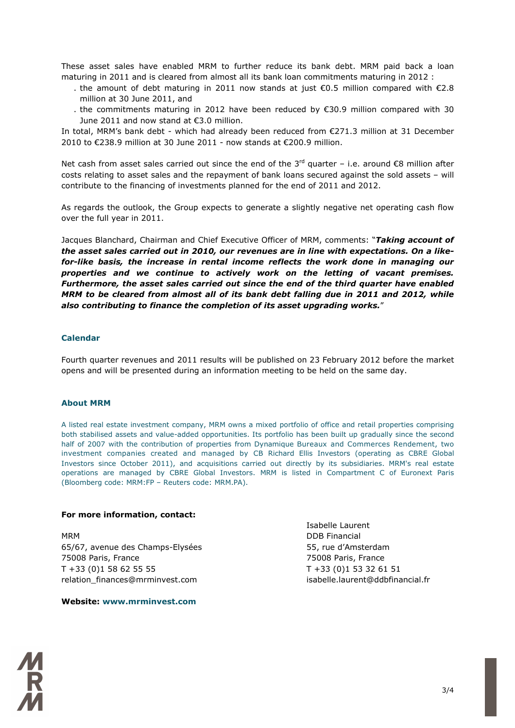These asset sales have enabled MRM to further reduce its bank debt. MRM paid back a loan maturing in 2011 and is cleared from almost all its bank loan commitments maturing in 2012 :

- . the amount of debt maturing in 2011 now stands at just €0.5 million compared with €2.8 million at 30 June 2011, and
- . the commitments maturing in 2012 have been reduced by €30.9 million compared with 30 June 2011 and now stand at €3.0 million.

In total, MRM's bank debt - which had already been reduced from €271.3 million at 31 December 2010 to €238.9 million at 30 June 2011 - now stands at €200.9 million.

Net cash from asset sales carried out since the end of the 3rd quarter – i.e. around €8 million after costs relating to asset sales and the repayment of bank loans secured against the sold assets – will contribute to the financing of investments planned for the end of 2011 and 2012.

As regards the outlook, the Group expects to generate a slightly negative net operating cash flow over the full year in 2011.

Jacques Blanchard, Chairman and Chief Executive Officer of MRM, comments: "***Taking account of the asset sales carried out in 2010, our revenues are in line with expectations. On a like-for-like basis, the increase in rental income reflects the work done in managing our properties and we continue to actively work on the letting of vacant premises. Furthermore, the asset sales carried out since the end of the third quarter have enabled MRM to be cleared from almost all of its bank debt falling due in 2011 and 2012, while also contributing to finance the completion of its asset upgrading works.***"

## Calendar

Fourth quarter revenues and 2011 results will be published on 23 February 2012 before the market opens and will be presented during an information meeting to be held on the same day.

## About MRM

A listed real estate investment company, MRM owns a mixed portfolio of office and retail properties comprising both stabilised assets and value-added opportunities. Its portfolio has been built up gradually since the second half of 2007 with the contribution of properties from Dynamique Bureaux and Commerces Rendement, two investment companies created and managed by CB Richard Ellis Investors (operating as CBRE Global Investors since October 2011), and acquisitions carried out directly by its subsidiaries. MRM's real estate operations are managed by CBRE Global Investors. MRM is listed in Compartment C of Euronext Paris (Bloomberg code: MRM:FP – Reuters code: MRM.PA).

**For more information, contact:**

MRM
65/67, avenue des Champs-Elysées
75008 Paris, France
T +33 (0)1 58 62 55 55
relation_finances@mrminvest.com

Isabelle Laurent
DDB Financial
55, rue d'Amsterdam
75008 Paris, France
T +33 (0)1 53 32 61 51
isabelle.laurent@ddbfinancial.fr

**Website: www.mrminvest.com**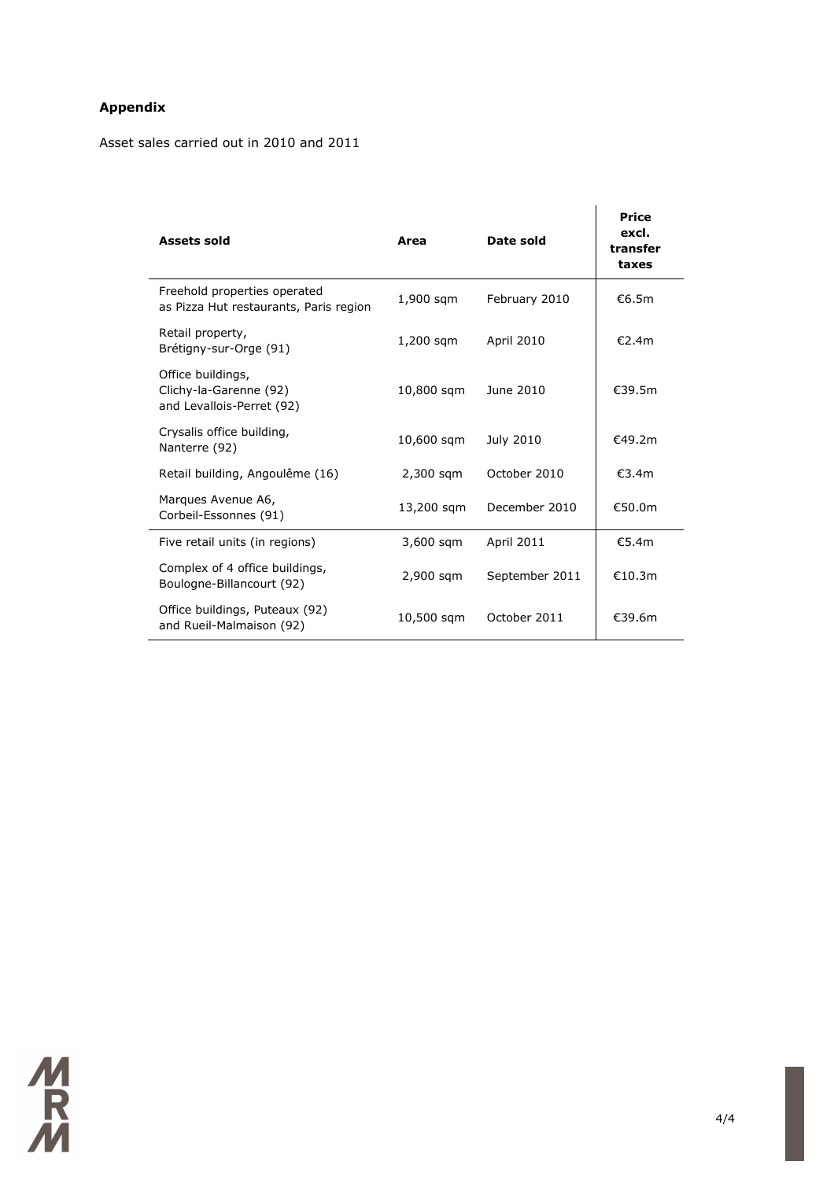**Appendix**

Asset sales carried out in 2010 and 2011

| Assets sold | Area | Date sold | Price excl. transfer taxes |
|---|---|---|---|
| Freehold properties operated as Pizza Hut restaurants, Paris region | 1,900 sqm | February 2010 | €6.5m |
| Retail property, Brétigny-sur-Orge (91) | 1,200 sqm | April 2010 | €2.4m |
| Office buildings, Clichy-la-Garenne (92) and Levallois-Perret (92) | 10,800 sqm | June 2010 | €39.5m |
| Crysalis office building, Nanterre (92) | 10,600 sqm | July 2010 | €49.2m |
| Retail building, Angoulême (16) | 2,300 sqm | October 2010 | €3.4m |
| Marques Avenue A6, Corbeil-Essonnes (91) | 13,200 sqm | December 2010 | €50.0m |
| Five retail units (in regions) | 3,600 sqm | April 2011 | €5.4m |
| Complex of 4 office buildings, Boulogne-Billancourt (92) | 2,900 sqm | September 2011 | €10.3m |
| Office buildings, Puteaux (92) and Rueil-Malmaison (92) | 10,500 sqm | October 2011 | €39.6m |